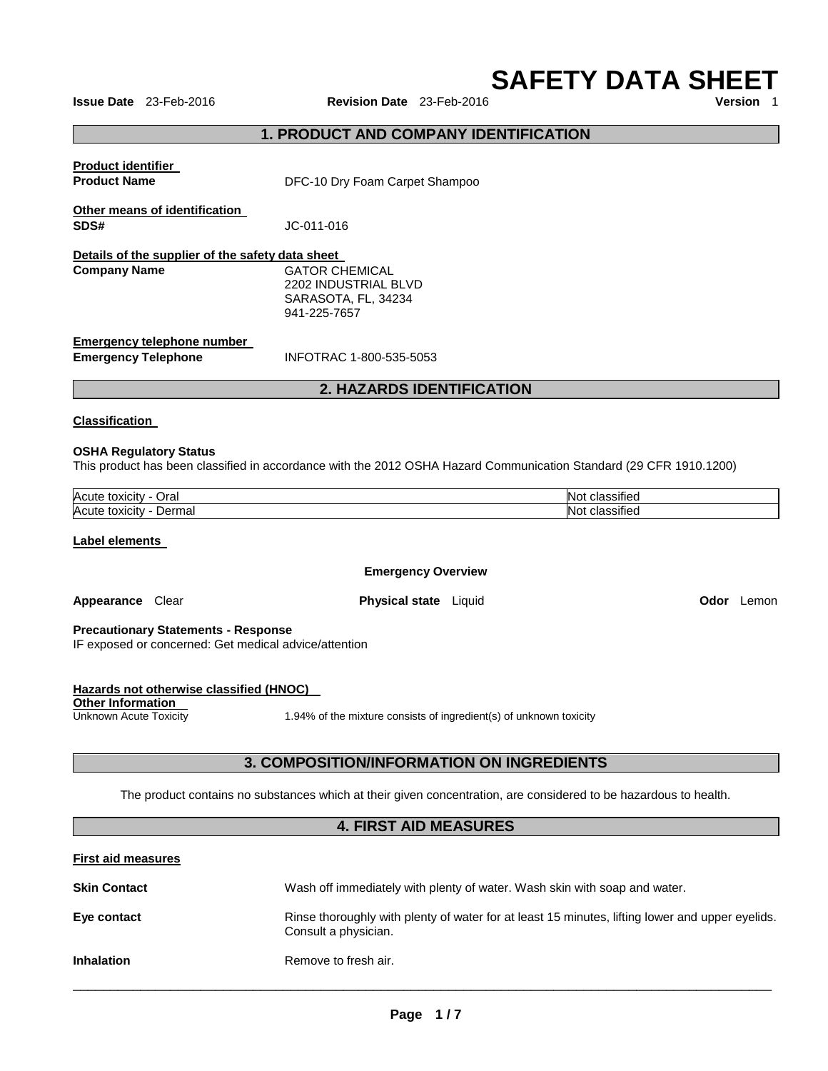# SAFETY DATA SHEET

**Issue Date** 23-Feb-2016 **Revision Date** 23-Feb-2016 **Version** 1

## 1. PRODUCT AND COMPANY IDENTIFICATION

**Product identifier**

**Product Name** DFC-10 Dry Foam Carpet Shampoo

**Other means of identification**

**SDS#** JC-011-016

**Details of the supplier of the safety data sheet**

**Company Name** GATOR CHEMICAL
2202 INDUSTRIAL BLVD
SARASOTA, FL, 34234
941-225-7657

**Emergency telephone number**

**Emergency Telephone** INFOTRAC 1-800-535-5053

## 2. HAZARDS IDENTIFICATION

**Classification**

**OSHA Regulatory Status**

This product has been classified in accordance with the 2012 OSHA Hazard Communication Standard (29 CFR 1910.1200)

| | |
|---|---|
| Acute toxicity - Oral | Not classified |
| Acute toxicity - Dermal | Not classified |

**Label elements**

**Emergency Overview**

**Appearance** Clear **Physical state** Liquid **Odor** Lemon

**Precautionary Statements - Response**

IF exposed or concerned: Get medical advice/attention

**Hazards not otherwise classified (HNOC)**

**Other Information**

Unknown Acute Toxicity 1.94% of the mixture consists of ingredient(s) of unknown toxicity

## 3. COMPOSITION/INFORMATION ON INGREDIENTS

The product contains no substances which at their given concentration, are considered to be hazardous to health.

## 4. FIRST AID MEASURES

**First aid measures**

**Skin Contact** Wash off immediately with plenty of water. Wash skin with soap and water.

**Eye contact** Rinse thoroughly with plenty of water for at least 15 minutes, lifting lower and upper eyelids. Consult a physician.

**Inhalation** Remove to fresh air.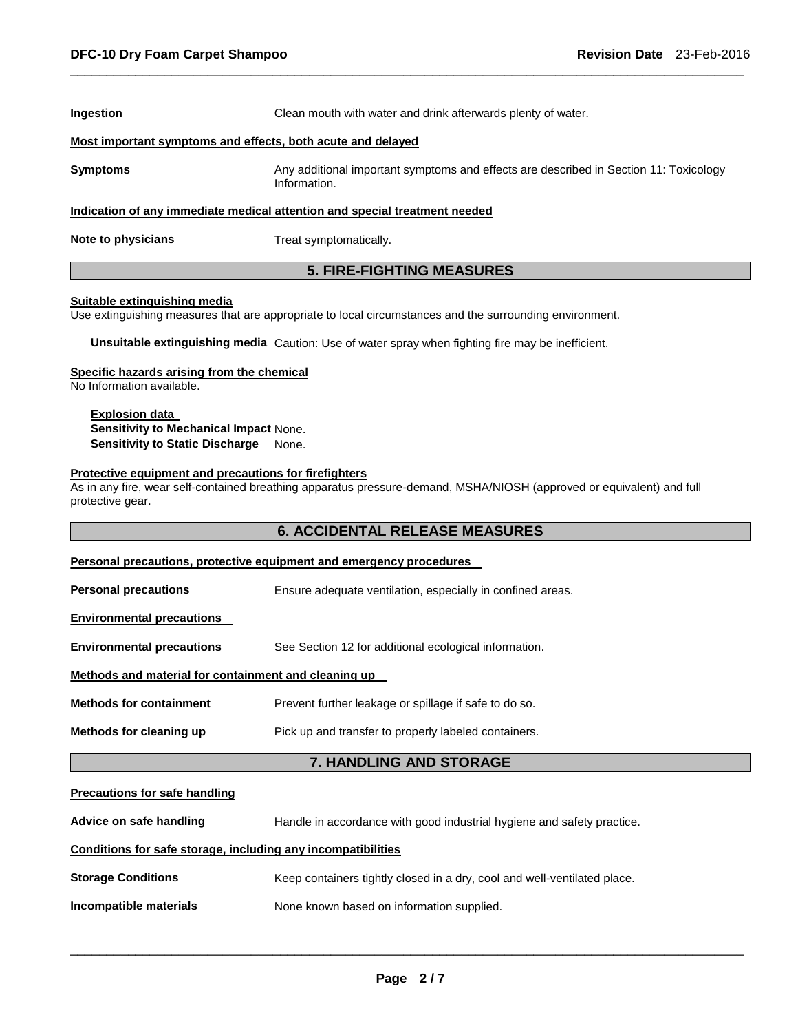**Ingestion** Clean mouth with water and drink afterwards plenty of water.

**Most important symptoms and effects, both acute and delayed**

**Symptoms** Any additional important symptoms and effects are described in Section 11: Toxicology Information.

**Indication of any immediate medical attention and special treatment needed**

**Note to physicians** Treat symptomatically.

## 5. FIRE-FIGHTING MEASURES

**Suitable extinguishing media**

Use extinguishing measures that are appropriate to local circumstances and the surrounding environment.

**Unsuitable extinguishing media** Caution: Use of water spray when fighting fire may be inefficient.

**Specific hazards arising from the chemical**

No Information available.

**Explosion data**

**Sensitivity to Mechanical Impact** None.

**Sensitivity to Static Discharge** None.

**Protective equipment and precautions for firefighters**

As in any fire, wear self-contained breathing apparatus pressure-demand, MSHA/NIOSH (approved or equivalent) and full protective gear.

## 6. ACCIDENTAL RELEASE MEASURES

**Personal precautions, protective equipment and emergency procedures**

**Personal precautions** Ensure adequate ventilation, especially in confined areas.

**Environmental precautions**

**Environmental precautions** See Section 12 for additional ecological information.

**Methods and material for containment and cleaning up**

**Methods for containment** Prevent further leakage or spillage if safe to do so.

**Methods for cleaning up** Pick up and transfer to properly labeled containers.

## 7. HANDLING AND STORAGE

**Precautions for safe handling**

**Advice on safe handling** Handle in accordance with good industrial hygiene and safety practice.

**Conditions for safe storage, including any incompatibilities**

**Storage Conditions** Keep containers tightly closed in a dry, cool and well-ventilated place.

**Incompatible materials** None known based on information supplied.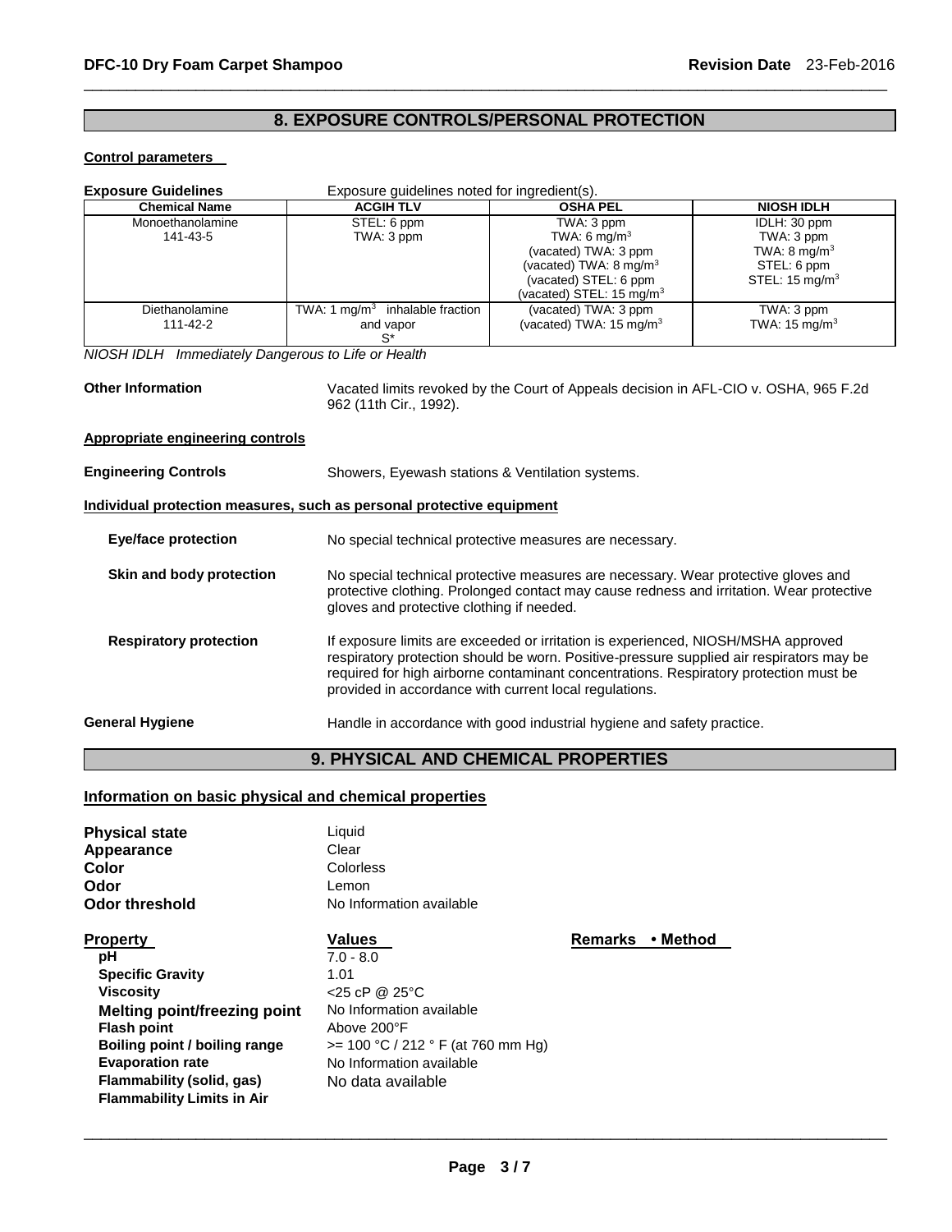## 8. EXPOSURE CONTROLS/PERSONAL PROTECTION

**Control parameters**

**Exposure Guidelines** Exposure guidelines noted for ingredient(s).

| Chemical Name | ACGIH TLV | OSHA PEL | NIOSH IDLH |
|---|---|---|---|
| Monoethanolamine 141-43-5 | STEL: 6 ppm TWA: 3 ppm | TWA: 3 ppm TWA: 6 mg/m$^3$ (vacated) TWA: 3 ppm (vacated) TWA: 8 mg/m$^3$ (vacated) STEL: 6 ppm (vacated) STEL: 15 mg/m$^3$ | IDLH: 30 ppm TWA: 3 ppm TWA: 8 mg/m$^3$ STEL: 6 ppm STEL: 15 mg/m$^3$ |
| Diethanolamine 111-42-2 | TWA: 1 mg/m$^3$ inhalable fraction and vapor S* | (vacated) TWA: 3 ppm (vacated) TWA: 15 mg/m$^3$ | TWA: 3 ppm TWA: 15 mg/m$^3$ |

*NIOSH IDLH Immediately Dangerous to Life or Health*

**Other Information** Vacated limits revoked by the Court of Appeals decision in AFL-CIO v. OSHA, 965 F.2d 962 (11th Cir., 1992).

**Appropriate engineering controls**

**Engineering Controls** Showers, Eyewash stations & Ventilation systems.

**Individual protection measures, such as personal protective equipment**

**Eye/face protection** No special technical protective measures are necessary.

**Skin and body protection** No special technical protective measures are necessary. Wear protective gloves and protective clothing. Prolonged contact may cause redness and irritation. Wear protective gloves and protective clothing if needed.

**Respiratory protection** If exposure limits are exceeded or irritation is experienced, NIOSH/MSHA approved respiratory protection should be worn. Positive-pressure supplied air respirators may be required for high airborne contaminant concentrations. Respiratory protection must be provided in accordance with current local regulations.

**General Hygiene** Handle in accordance with good industrial hygiene and safety practice.

## 9. PHYSICAL AND CHEMICAL PROPERTIES

**Information on basic physical and chemical properties**

**Physical state** Liquid
**Appearance** Clear
**Color** Colorless
**Odor** Lemon
**Odor threshold** No Information available

| Property | Values | Remarks • Method |
|---|---|---|
| pH | 7.0 - 8.0 | |
| Specific Gravity | 1.01 | |
| Viscosity | <25 cP @ 25°C | |
| Melting point/freezing point | No Information available | |
| Flash point | Above 200°F | |
| Boiling point / boiling range | >= 100 °C / 212 ° F (at 760 mm Hg) | |
| Evaporation rate | No Information available | |
| Flammability (solid, gas) | No data available | |
| Flammability Limits in Air | | |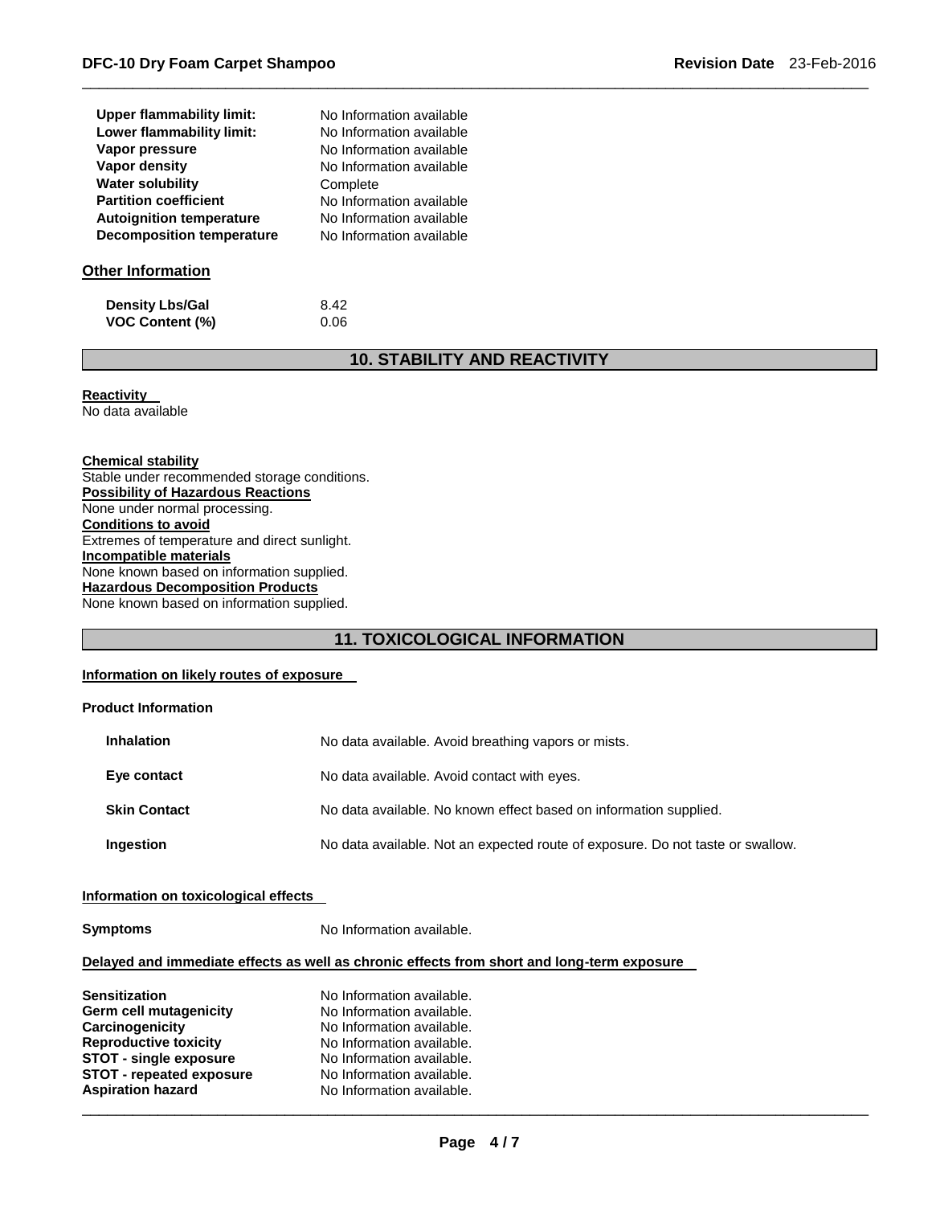| | |
|---|---|
| **Upper flammability limit:** | No Information available |
| **Lower flammability limit:** | No Information available |
| **Vapor pressure** | No Information available |
| **Vapor density** | No Information available |
| **Water solubility** | Complete |
| **Partition coefficient** | No Information available |
| **Autoignition temperature** | No Information available |
| **Decomposition temperature** | No Information available |

### Other Information

| | |
|---|---|
| **Density Lbs/Gal** | 8.42 |
| **VOC Content (%)** | 0.06 |

## 10. STABILITY AND REACTIVITY

**Reactivity**
No data available

**Chemical stability**
Stable under recommended storage conditions.
**Possibility of Hazardous Reactions**
None under normal processing.
**Conditions to avoid**
Extremes of temperature and direct sunlight.
**Incompatible materials**
None known based on information supplied.
**Hazardous Decomposition Products**
None known based on information supplied.

## 11. TOXICOLOGICAL INFORMATION

**Information on likely routes of exposure**

**Product Information**

| | |
|---|---|
| **Inhalation** | No data available. Avoid breathing vapors or mists. |
| **Eye contact** | No data available. Avoid contact with eyes. |
| **Skin Contact** | No data available. No known effect based on information supplied. |
| **Ingestion** | No data available. Not an expected route of exposure. Do not taste or swallow. |

**Information on toxicological effects**

| | |
|---|---|
| **Symptoms** | No Information available. |

**Delayed and immediate effects as well as chronic effects from short and long-term exposure**

| | |
|---|---|
| **Sensitization** | No Information available. |
| **Germ cell mutagenicity** | No Information available. |
| **Carcinogenicity** | No Information available. |
| **Reproductive toxicity** | No Information available. |
| **STOT - single exposure** | No Information available. |
| **STOT - repeated exposure** | No Information available. |
| **Aspiration hazard** | No Information available. |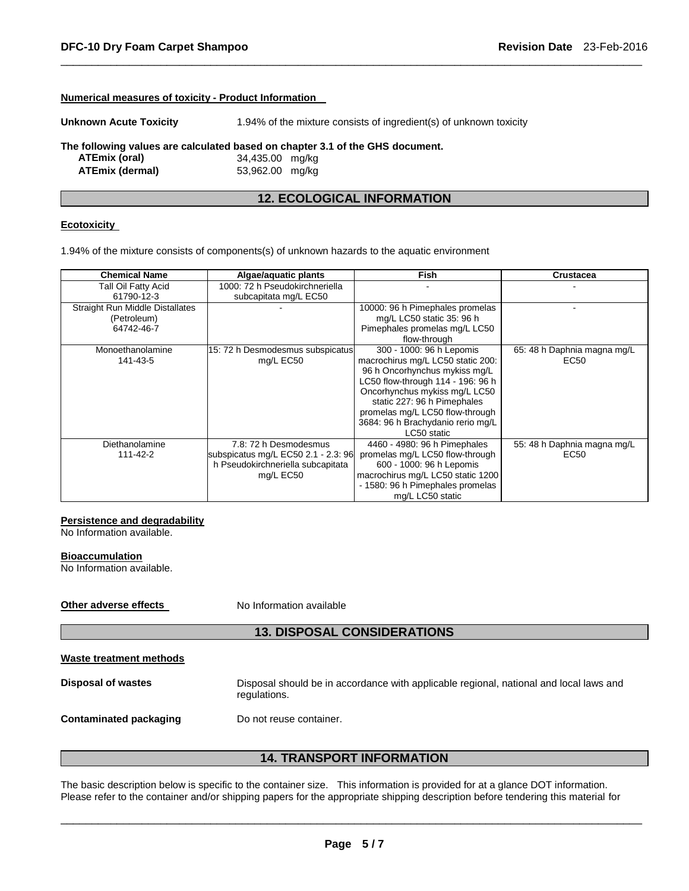**Numerical measures of toxicity - Product Information**

**Unknown Acute Toxicity** 1.94% of the mixture consists of ingredient(s) of unknown toxicity

**The following values are calculated based on chapter 3.1 of the GHS document.**

**ATEmix (oral)** 34,435.00 mg/kg
**ATEmix (dermal)** 53,962.00 mg/kg

## 12. ECOLOGICAL INFORMATION

**Ecotoxicity**

1.94% of the mixture consists of components(s) of unknown hazards to the aquatic environment

| Chemical Name | Algae/aquatic plants | Fish | Crustacea |
|---|---|---|---|
| Tall Oil Fatty Acid 61790-12-3 | 1000: 72 h Pseudokirchneriella subcapitata mg/L EC50 | - | - |
| Straight Run Middle Distillates (Petroleum) 64742-46-7 | - | 10000: 96 h Pimephales promelas mg/L LC50 static 35: 96 h Pimephales promelas mg/L LC50 flow-through | - |
| Monoethanolamine 141-43-5 | 15: 72 h Desmodesmus subspicatus mg/L EC50 | 300 - 1000: 96 h Lepomis macrochirus mg/L LC50 static 200: 96 h Oncorhynchus mykiss mg/L LC50 flow-through 114 - 196: 96 h Oncorhynchus mykiss mg/L LC50 static 227: 96 h Pimephales promelas mg/L LC50 flow-through 3684: 96 h Brachydanio rerio mg/L LC50 static | 65: 48 h Daphnia magna mg/L EC50 |
| Diethanolamine 111-42-2 | 7.8: 72 h Desmodesmus subspicatus mg/L EC50 2.1 - 2.3: 96 h Pseudokirchneriella subcapitata mg/L EC50 | 4460 - 4980: 96 h Pimephales promelas mg/L LC50 flow-through 600 - 1000: 96 h Lepomis macrochirus mg/L LC50 static 1200 - 1580: 96 h Pimephales promelas mg/L LC50 static | 55: 48 h Daphnia magna mg/L EC50 |

**Persistence and degradability**
No Information available.

**Bioaccumulation**
No Information available.

**Other adverse effects** No Information available

## 13. DISPOSAL CONSIDERATIONS

**Waste treatment methods**

**Disposal of wastes** Disposal should be in accordance with applicable regional, national and local laws and regulations.

**Contaminated packaging** Do not reuse container.

## 14. TRANSPORT INFORMATION

The basic description below is specific to the container size. This information is provided for at a glance DOT information. Please refer to the container and/or shipping papers for the appropriate shipping description before tendering this material for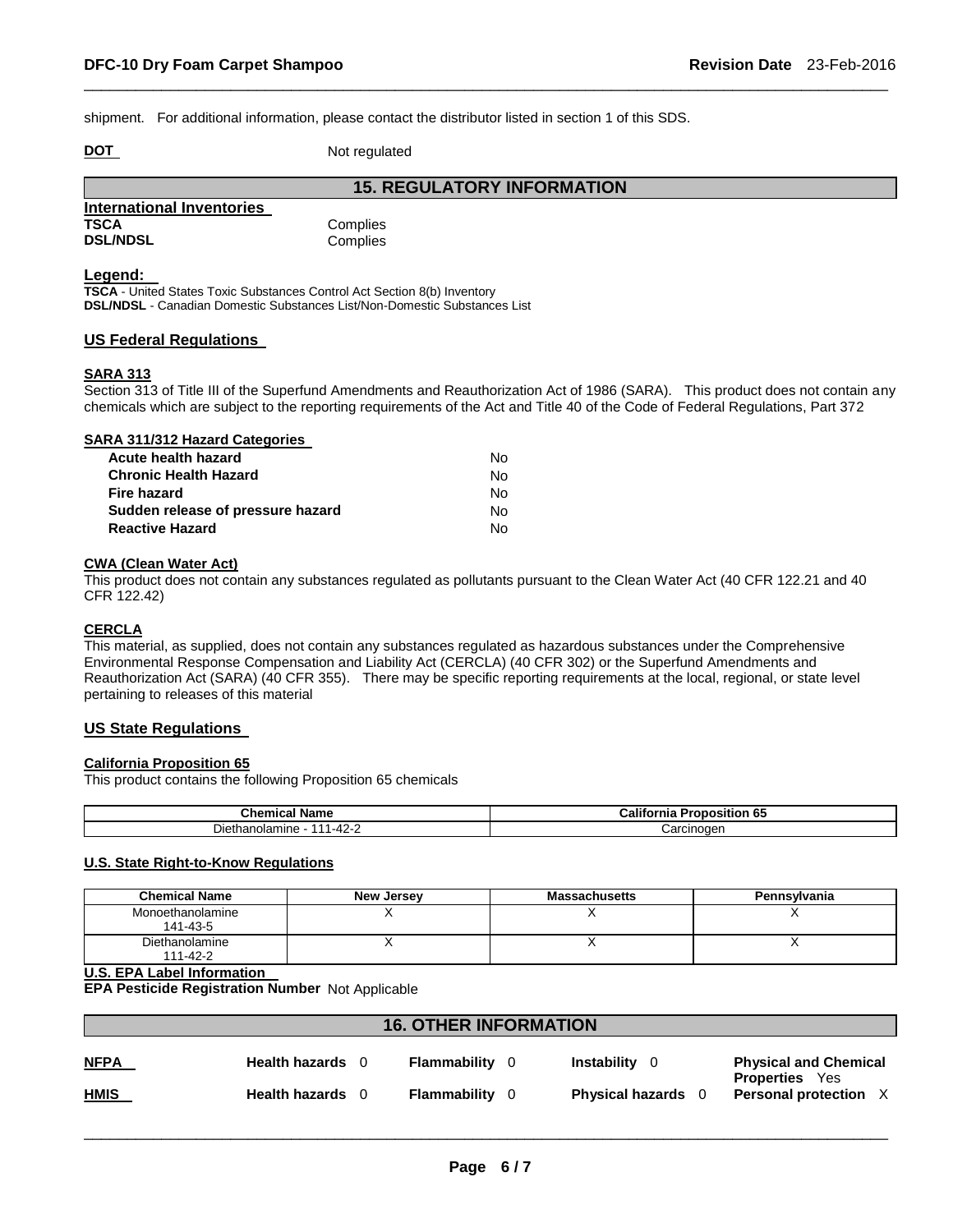shipment. For additional information, please contact the distributor listed in section 1 of this SDS.

**DOT** Not regulated

## 15. REGULATORY INFORMATION

**International Inventories**

| | |
|---|---|
| **TSCA** | Complies |
| **DSL/NDSL** | Complies |

**Legend:**

**TSCA** - United States Toxic Substances Control Act Section 8(b) Inventory
**DSL/NDSL** - Canadian Domestic Substances List/Non-Domestic Substances List

### US Federal Regulations

**SARA 313**

Section 313 of Title III of the Superfund Amendments and Reauthorization Act of 1986 (SARA). This product does not contain any chemicals which are subject to the reporting requirements of the Act and Title 40 of the Code of Federal Regulations, Part 372

**SARA 311/312 Hazard Categories**

| | |
|---|---|
| **Acute health hazard** | No |
| **Chronic Health Hazard** | No |
| **Fire hazard** | No |
| **Sudden release of pressure hazard** | No |
| **Reactive Hazard** | No |

**CWA (Clean Water Act)**

This product does not contain any substances regulated as pollutants pursuant to the Clean Water Act (40 CFR 122.21 and 40 CFR 122.42)

**CERCLA**

This material, as supplied, does not contain any substances regulated as hazardous substances under the Comprehensive Environmental Response Compensation and Liability Act (CERCLA) (40 CFR 302) or the Superfund Amendments and Reauthorization Act (SARA) (40 CFR 355). There may be specific reporting requirements at the local, regional, or state level pertaining to releases of this material

### US State Regulations

**California Proposition 65**

This product contains the following Proposition 65 chemicals

| Chemical Name | California Proposition 65 |
|---|---|
| Diethanolamine - 111-42-2 | Carcinogen |

**U.S. State Right-to-Know Regulations**

| Chemical Name | New Jersey | Massachusetts | Pennsylvania |
|---|---|---|---|
| Monoethanolamine 141-43-5 | X | X | X |
| Diethanolamine 111-42-2 | X | X | X |

**U.S. EPA Label Information**

**EPA Pesticide Registration Number** Not Applicable

## 16. OTHER INFORMATION

| | | | | |
|---|---|---|---|---|
| **NFPA** | **Health hazards** 0 | **Flammability** 0 | **Instability** 0 | **Physical and Chemical Properties** Yes |
| **HMIS** | **Health hazards** 0 | **Flammability** 0 | **Physical hazards** 0 | **Personal protection** X |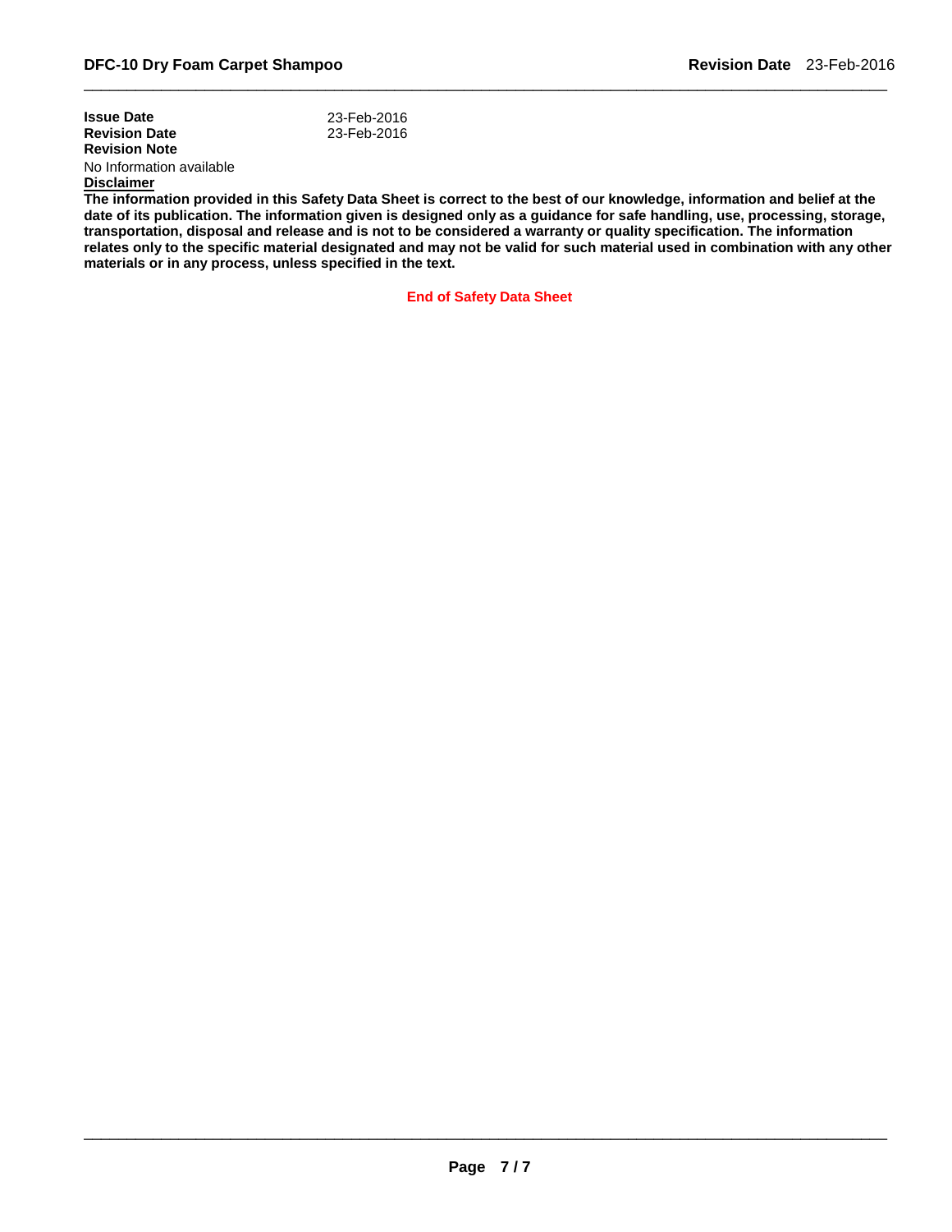**Issue Date** 23-Feb-2016
**Revision Date** 23-Feb-2016
**Revision Note**
No Information available

**Disclaimer**

**The information provided in this Safety Data Sheet is correct to the best of our knowledge, information and belief at the date of its publication. The information given is designed only as a guidance for safe handling, use, processing, storage, transportation, disposal and release and is not to be considered a warranty or quality specification. The information relates only to the specific material designated and may not be valid for such material used in combination with any other materials or in any process, unless specified in the text.**

**End of Safety Data Sheet**